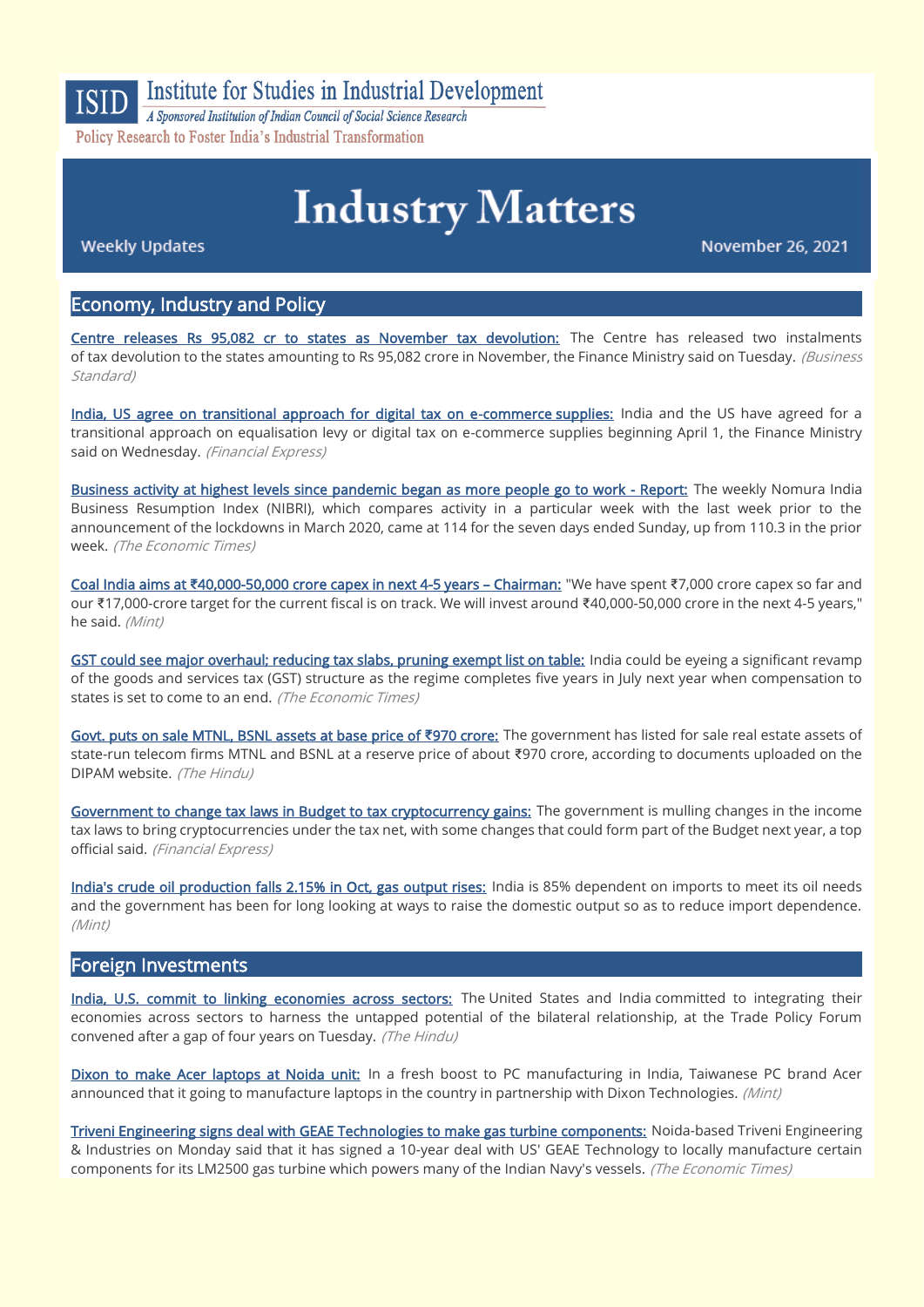ISID Institute for Studies in Industrial Development

*A Sponsored Institution of Indian Council of Social Science Research*

Policy Research to Foster India's Industrial Transformation

# Industry Matters

Weekly Updates

November 26, 2021

## Economy, Industry and Policy

**Centre releases Rs 95,082 cr to states as November tax devolution:** The Centre has released two instalments of tax devolution to the states amounting to Rs 95,082 crore in November, the Finance Ministry said on Tuesday. *(Business Standard)*

**India, US agree on transitional approach for digital tax on e-commerce supplies:** India and the US have agreed for a transitional approach on equalisation levy or digital tax on e-commerce supplies beginning April 1, the Finance Ministry said on Wednesday. *(Financial Express)*

**Business activity at highest levels since pandemic began as more people go to work - Report:** The weekly Nomura India Business Resumption Index (NIBRI), which compares activity in a particular week with the last week prior to the announcement of the lockdowns in March 2020, came at 114 for the seven days ended Sunday, up from 110.3 in the prior week. *(The Economic Times)*

**Coal India aims at ₹40,000-50,000 crore capex in next 4-5 years – Chairman:** "We have spent ₹7,000 crore capex so far and our ₹17,000-crore target for the current fiscal is on track. We will invest around ₹40,000-50,000 crore in the next 4-5 years," he said. *(Mint)*

**GST could see major overhaul; reducing tax slabs, pruning exempt list on table:** India could be eyeing a significant revamp of the goods and services tax (GST) structure as the regime completes five years in July next year when compensation to states is set to come to an end. *(The Economic Times)*

**Govt. puts on sale MTNL, BSNL assets at base price of ₹970 crore:** The government has listed for sale real estate assets of state-run telecom firms MTNL and BSNL at a reserve price of about ₹970 crore, according to documents uploaded on the DIPAM website. *(The Hindu)*

**Government to change tax laws in Budget to tax cryptocurrency gains:** The government is mulling changes in the income tax laws to bring cryptocurrencies under the tax net, with some changes that could form part of the Budget next year, a top official said. *(Financial Express)*

**India's crude oil production falls 2.15% in Oct, gas output rises:** India is 85% dependent on imports to meet its oil needs and the government has been for long looking at ways to raise the domestic output so as to reduce import dependence. *(Mint)*

## Foreign Investments

**India, U.S. commit to linking economies across sectors:** The United States and India committed to integrating their economies across sectors to harness the untapped potential of the bilateral relationship, at the Trade Policy Forum convened after a gap of four years on Tuesday. *(The Hindu)*

**Dixon to make Acer laptops at Noida unit:** In a fresh boost to PC manufacturing in India, Taiwanese PC brand Acer announced that it going to manufacture laptops in the country in partnership with Dixon Technologies. *(Mint)*

**Triveni Engineering signs deal with GEAE Technologies to make gas turbine components:** Noida-based Triveni Engineering & Industries on Monday said that it has signed a 10-year deal with US' GEAE Technology to locally manufacture certain components for its LM2500 gas turbine which powers many of the Indian Navy's vessels. *(The Economic Times)*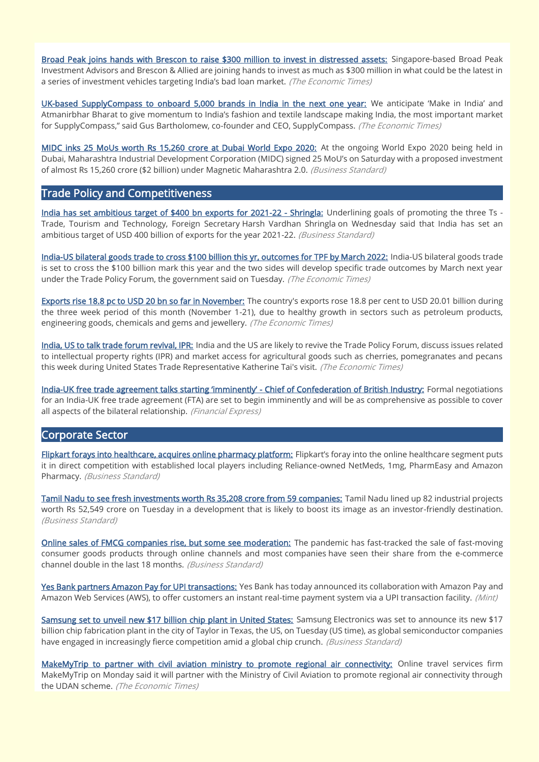**Broad Peak joins hands with Brescon to raise $300 million to invest in distressed assets:** Singapore-based Broad Peak Investment Advisors and Brescon & Allied are joining hands to invest as much as $300 million in what could be the latest in a series of investment vehicles targeting India's bad loan market. *(The Economic Times)*

**UK-based SupplyCompass to onboard 5,000 brands in India in the next one year:** We anticipate 'Make in India' and Atmanirbhar Bharat to give momentum to India's fashion and textile landscape making India, the most important market for SupplyCompass," said Gus Bartholomew, co-founder and CEO, SupplyCompass. *(The Economic Times)*

**MIDC inks 25 MoUs worth Rs 15,260 crore at Dubai World Expo 2020:** At the ongoing World Expo 2020 being held in Dubai, Maharashtra Industrial Development Corporation (MIDC) signed 25 MoU's on Saturday with a proposed investment of almost Rs 15,260 crore ($2 billion) under Magnetic Maharashtra 2.0. *(Business Standard)*

## Trade Policy and Competitiveness

**India has set ambitious target of $400 bn exports for 2021-22 - Shringla:** Underlining goals of promoting the three Ts - Trade, Tourism and Technology, Foreign Secretary Harsh Vardhan Shringla on Wednesday said that India has set an ambitious target of USD 400 billion of exports for the year 2021-22. *(Business Standard)*

**India-US bilateral goods trade to cross $100 billion this yr, outcomes for TPF by March 2022:** India-US bilateral goods trade is set to cross the $100 billion mark this year and the two sides will develop specific trade outcomes by March next year under the Trade Policy Forum, the government said on Tuesday. *(The Economic Times)*

**Exports rise 18.8 pc to USD 20 bn so far in November:** The country's exports rose 18.8 per cent to USD 20.01 billion during the three week period of this month (November 1-21), due to healthy growth in sectors such as petroleum products, engineering goods, chemicals and gems and jewellery. *(The Economic Times)*

**India, US to talk trade forum revival, IPR:** India and the US are likely to revive the Trade Policy Forum, discuss issues related to intellectual property rights (IPR) and market access for agricultural goods such as cherries, pomegranates and pecans this week during United States Trade Representative Katherine Tai's visit. *(The Economic Times)*

**India-UK free trade agreement talks starting 'imminently' - Chief of Confederation of British Industry:** Formal negotiations for an India-UK free trade agreement (FTA) are set to begin imminently and will be as comprehensive as possible to cover all aspects of the bilateral relationship. *(Financial Express)*

## Corporate Sector

**Flipkart forays into healthcare, acquires online pharmacy platform:** Flipkart's foray into the online healthcare segment puts it in direct competition with established local players including Reliance-owned NetMeds, 1mg, PharmEasy and Amazon Pharmacy. *(Business Standard)*

**Tamil Nadu to see fresh investments worth Rs 35,208 crore from 59 companies:** Tamil Nadu lined up 82 industrial projects worth Rs 52,549 crore on Tuesday in a development that is likely to boost its image as an investor-friendly destination. *(Business Standard)*

**Online sales of FMCG companies rise, but some see moderation:** The pandemic has fast-tracked the sale of fast-moving consumer goods products through online channels and most companies have seen their share from the e-commerce channel double in the last 18 months. *(Business Standard)*

**Yes Bank partners Amazon Pay for UPI transactions:** Yes Bank has today announced its collaboration with Amazon Pay and Amazon Web Services (AWS), to offer customers an instant real-time payment system via a UPI transaction facility. *(Mint)*

**Samsung set to unveil new $17 billion chip plant in United States:** Samsung Electronics was set to announce its new $17 billion chip fabrication plant in the city of Taylor in Texas, the US, on Tuesday (US time), as global semiconductor companies have engaged in increasingly fierce competition amid a global chip crunch. *(Business Standard)*

**MakeMyTrip to partner with civil aviation ministry to promote regional air connectivity:** Online travel services firm MakeMyTrip on Monday said it will partner with the Ministry of Civil Aviation to promote regional air connectivity through the UDAN scheme. *(The Economic Times)*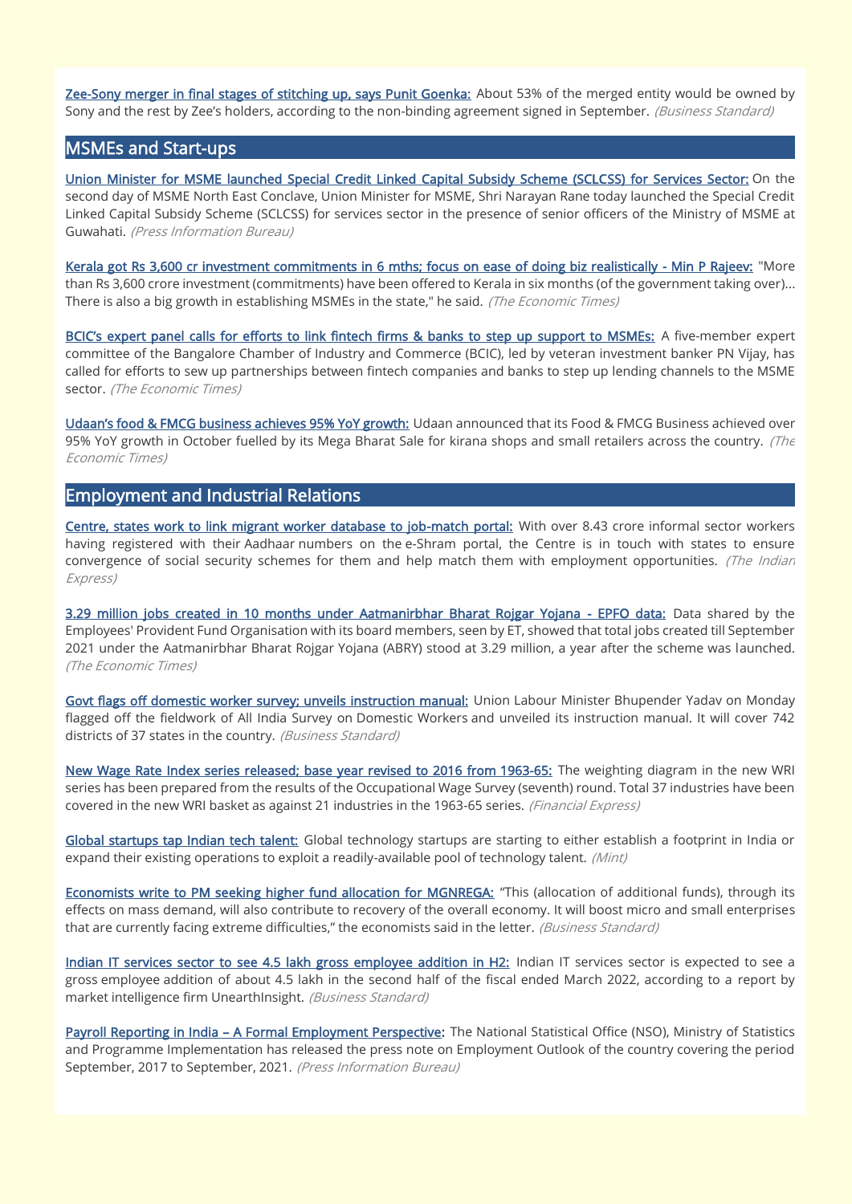**Zee-Sony merger in final stages of stitching up, says Punit Goenka:** About 53% of the merged entity would be owned by Sony and the rest by Zee's holders, according to the non-binding agreement signed in September. *(Business Standard)*

## MSMEs and Start-ups

**Union Minister for MSME launched Special Credit Linked Capital Subsidy Scheme (SCLCSS) for Services Sector:** On the second day of MSME North East Conclave, Union Minister for MSME, Shri Narayan Rane today launched the Special Credit Linked Capital Subsidy Scheme (SCLCSS) for services sector in the presence of senior officers of the Ministry of MSME at Guwahati. *(Press Information Bureau)*

**Kerala got Rs 3,600 cr investment commitments in 6 mths; focus on ease of doing biz realistically - Min P Rajeev:** "More than Rs 3,600 crore investment (commitments) have been offered to Kerala in six months (of the government taking over)... There is also a big growth in establishing MSMEs in the state," he said. *(The Economic Times)*

**BCIC's expert panel calls for efforts to link fintech firms & banks to step up support to MSMEs:** A five-member expert committee of the Bangalore Chamber of Industry and Commerce (BCIC), led by veteran investment banker PN Vijay, has called for efforts to sew up partnerships between fintech companies and banks to step up lending channels to the MSME sector. *(The Economic Times)*

**Udaan's food & FMCG business achieves 95% YoY growth:** Udaan announced that its Food & FMCG Business achieved over 95% YoY growth in October fuelled by its Mega Bharat Sale for kirana shops and small retailers across the country. *(The Economic Times)*

## Employment and Industrial Relations

**Centre, states work to link migrant worker database to job-match portal:** With over 8.43 crore informal sector workers having registered with their Aadhaar numbers on the e-Shram portal, the Centre is in touch with states to ensure convergence of social security schemes for them and help match them with employment opportunities. *(The Indian Express)*

**3.29 million jobs created in 10 months under Aatmanirbhar Bharat Rojgar Yojana - EPFO data:** Data shared by the Employees' Provident Fund Organisation with its board members, seen by ET, showed that total jobs created till September 2021 under the Aatmanirbhar Bharat Rojgar Yojana (ABRY) stood at 3.29 million, a year after the scheme was launched. *(The Economic Times)*

**Govt flags off domestic worker survey; unveils instruction manual:** Union Labour Minister Bhupender Yadav on Monday flagged off the fieldwork of All India Survey on Domestic Workers and unveiled its instruction manual. It will cover 742 districts of 37 states in the country. *(Business Standard)*

**New Wage Rate Index series released; base year revised to 2016 from 1963-65:** The weighting diagram in the new WRI series has been prepared from the results of the Occupational Wage Survey (seventh) round. Total 37 industries have been covered in the new WRI basket as against 21 industries in the 1963-65 series. *(Financial Express)*

**Global startups tap Indian tech talent:** Global technology startups are starting to either establish a footprint in India or expand their existing operations to exploit a readily-available pool of technology talent. *(Mint)*

**Economists write to PM seeking higher fund allocation for MGNREGA:** "This (allocation of additional funds), through its effects on mass demand, will also contribute to recovery of the overall economy. It will boost micro and small enterprises that are currently facing extreme difficulties," the economists said in the letter. *(Business Standard)*

**Indian IT services sector to see 4.5 lakh gross employee addition in H2:** Indian IT services sector is expected to see a gross employee addition of about 4.5 lakh in the second half of the fiscal ended March 2022, according to a report by market intelligence firm UnearthInsight. *(Business Standard)*

**Payroll Reporting in India – A Formal Employment Perspective:** The National Statistical Office (NSO), Ministry of Statistics and Programme Implementation has released the press note on Employment Outlook of the country covering the period September, 2017 to September, 2021. *(Press Information Bureau)*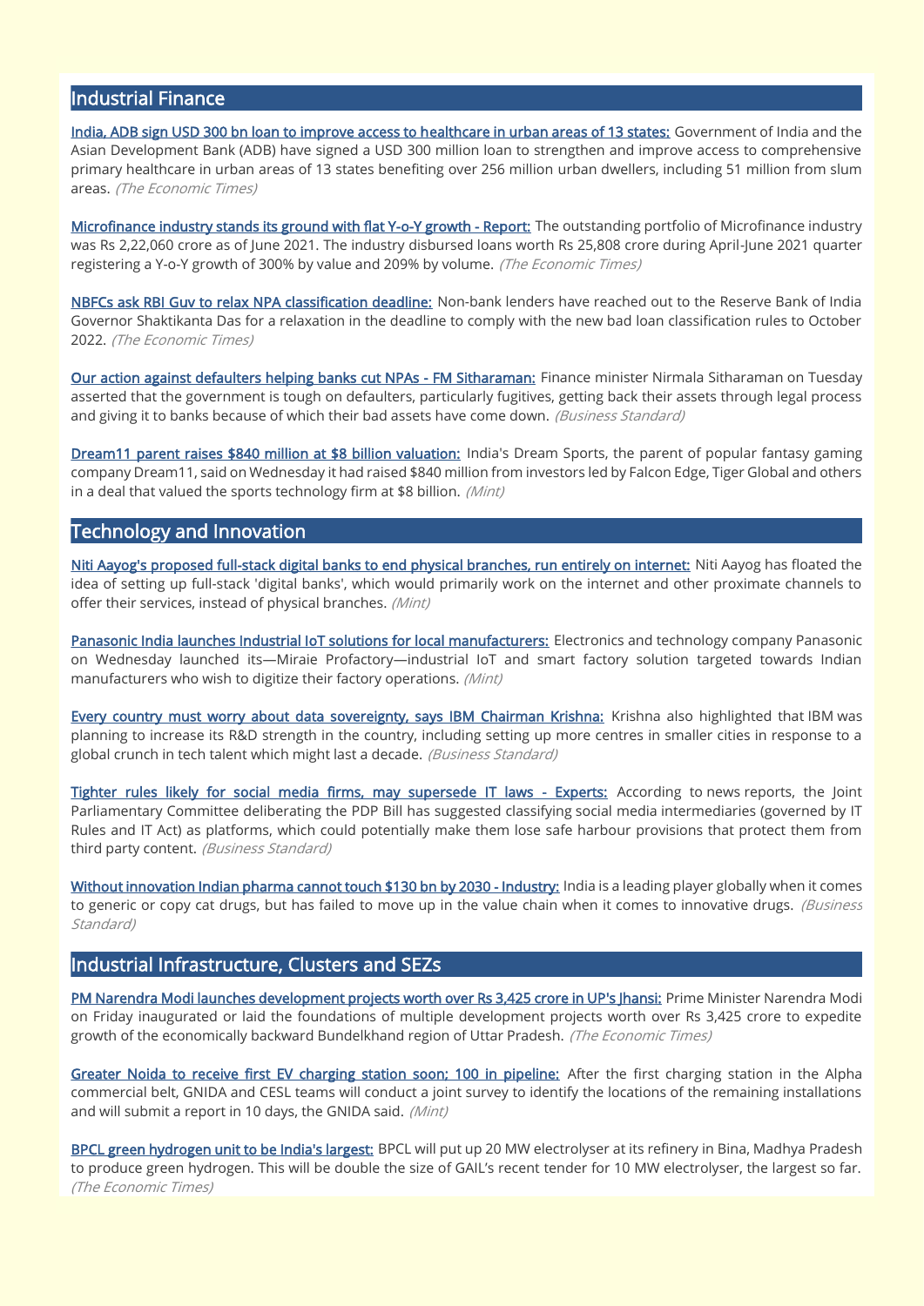## Industrial Finance

**India, ADB sign USD 300 bn loan to improve access to healthcare in urban areas of 13 states:** Government of India and the Asian Development Bank (ADB) have signed a USD 300 million loan to strengthen and improve access to comprehensive primary healthcare in urban areas of 13 states benefiting over 256 million urban dwellers, including 51 million from slum areas. *(The Economic Times)*

**Microfinance industry stands its ground with flat Y-o-Y growth - Report:** The outstanding portfolio of Microfinance industry was Rs 2,22,060 crore as of June 2021. The industry disbursed loans worth Rs 25,808 crore during April-June 2021 quarter registering a Y-o-Y growth of 300% by value and 209% by volume. *(The Economic Times)*

**NBFCs ask RBI Guv to relax NPA classification deadline:** Non-bank lenders have reached out to the Reserve Bank of India Governor Shaktikanta Das for a relaxation in the deadline to comply with the new bad loan classification rules to October 2022. *(The Economic Times)*

**Our action against defaulters helping banks cut NPAs - FM Sitharaman:** Finance minister Nirmala Sitharaman on Tuesday asserted that the government is tough on defaulters, particularly fugitives, getting back their assets through legal process and giving it to banks because of which their bad assets have come down. *(Business Standard)*

**Dream11 parent raises $840 million at $8 billion valuation:** India's Dream Sports, the parent of popular fantasy gaming company Dream11, said on Wednesday it had raised $840 million from investors led by Falcon Edge, Tiger Global and others in a deal that valued the sports technology firm at $8 billion. *(Mint)*

## Technology and Innovation

**Niti Aayog's proposed full-stack digital banks to end physical branches, run entirely on internet:** Niti Aayog has floated the idea of setting up full-stack 'digital banks', which would primarily work on the internet and other proximate channels to offer their services, instead of physical branches. *(Mint)*

**Panasonic India launches Industrial IoT solutions for local manufacturers:** Electronics and technology company Panasonic on Wednesday launched its—Miraie Profactory—industrial IoT and smart factory solution targeted towards Indian manufacturers who wish to digitize their factory operations. *(Mint)*

**Every country must worry about data sovereignty, says IBM Chairman Krishna:** Krishna also highlighted that IBM was planning to increase its R&D strength in the country, including setting up more centres in smaller cities in response to a global crunch in tech talent which might last a decade. *(Business Standard)*

**Tighter rules likely for social media firms, may supersede IT laws - Experts:** According to news reports, the Joint Parliamentary Committee deliberating the PDP Bill has suggested classifying social media intermediaries (governed by IT Rules and IT Act) as platforms, which could potentially make them lose safe harbour provisions that protect them from third party content. *(Business Standard)*

**Without innovation Indian pharma cannot touch $130 bn by 2030 - Industry:** India is a leading player globally when it comes to generic or copy cat drugs, but has failed to move up in the value chain when it comes to innovative drugs. *(Business Standard)*

## Industrial Infrastructure, Clusters and SEZs

**PM Narendra Modi launches development projects worth over Rs 3,425 crore in UP's Jhansi:** Prime Minister Narendra Modi on Friday inaugurated or laid the foundations of multiple development projects worth over Rs 3,425 crore to expedite growth of the economically backward Bundelkhand region of Uttar Pradesh. *(The Economic Times)*

**Greater Noida to receive first EV charging station soon; 100 in pipeline:** After the first charging station in the Alpha commercial belt, GNIDA and CESL teams will conduct a joint survey to identify the locations of the remaining installations and will submit a report in 10 days, the GNIDA said. *(Mint)*

**BPCL green hydrogen unit to be India's largest:** BPCL will put up 20 MW electrolyser at its refinery in Bina, Madhya Pradesh to produce green hydrogen. This will be double the size of GAIL's recent tender for 10 MW electrolyser, the largest so far. *(The Economic Times)*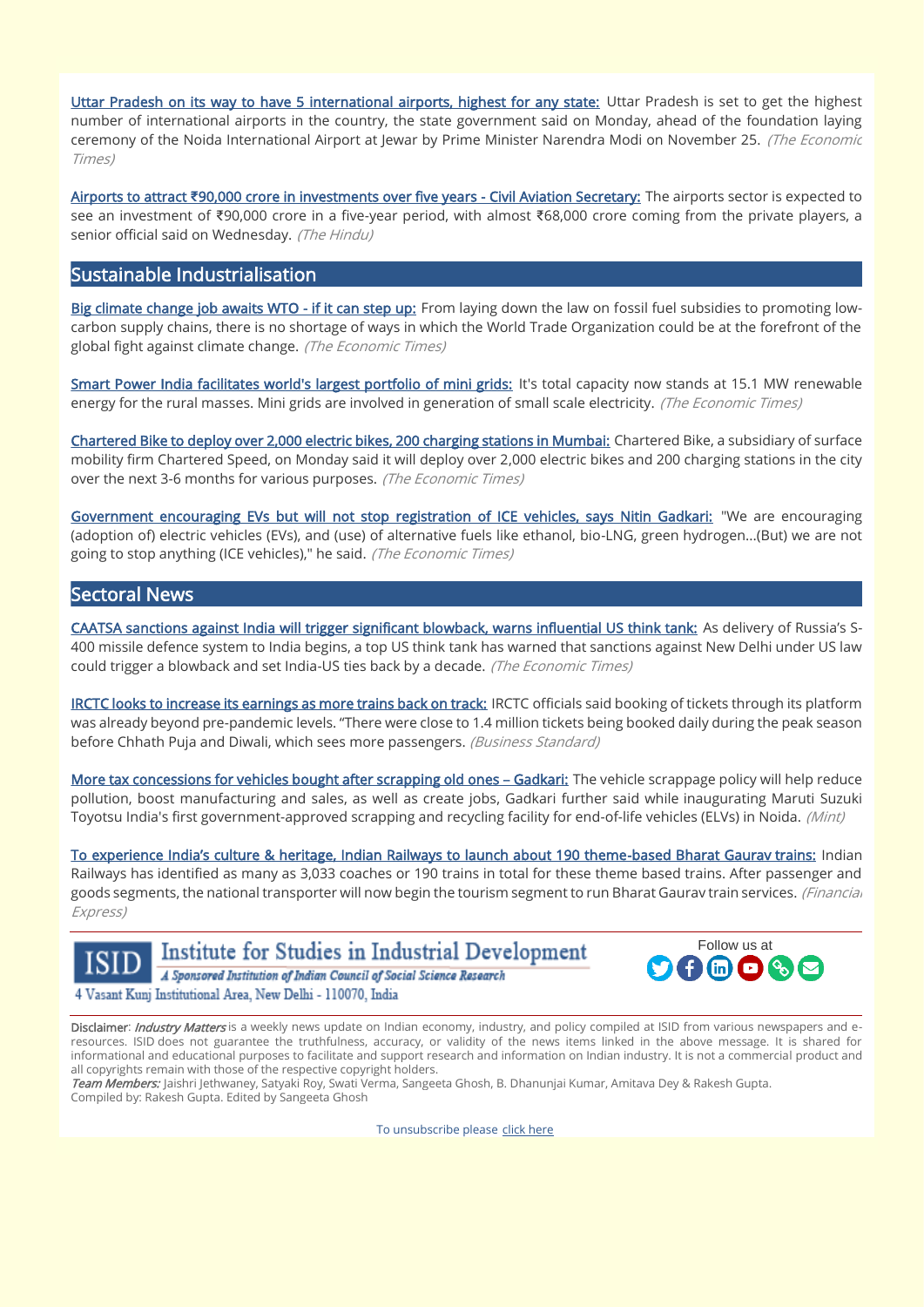Uttar Pradesh on its way to have 5 international airports, highest for any state: Uttar Pradesh is set to get the highest number of international airports in the country, the state government said on Monday, ahead of the foundation laying ceremony of the Noida International Airport at Jewar by Prime Minister Narendra Modi on November 25. *(The Economic Times)*

Airports to attract ₹90,000 crore in investments over five years - Civil Aviation Secretary: The airports sector is expected to see an investment of ₹90,000 crore in a five-year period, with almost ₹68,000 crore coming from the private players, a senior official said on Wednesday. *(The Hindu)*

## Sustainable Industrialisation

Big climate change job awaits WTO - if it can step up: From laying down the law on fossil fuel subsidies to promoting low-carbon supply chains, there is no shortage of ways in which the World Trade Organization could be at the forefront of the global fight against climate change. *(The Economic Times)*

Smart Power India facilitates world's largest portfolio of mini grids: It's total capacity now stands at 15.1 MW renewable energy for the rural masses. Mini grids are involved in generation of small scale electricity. *(The Economic Times)*

Chartered Bike to deploy over 2,000 electric bikes, 200 charging stations in Mumbai: Chartered Bike, a subsidiary of surface mobility firm Chartered Speed, on Monday said it will deploy over 2,000 electric bikes and 200 charging stations in the city over the next 3-6 months for various purposes. *(The Economic Times)*

Government encouraging EVs but will not stop registration of ICE vehicles, says Nitin Gadkari: "We are encouraging (adoption of) electric vehicles (EVs), and (use) of alternative fuels like ethanol, bio-LNG, green hydrogen...(But) we are not going to stop anything (ICE vehicles)," he said. *(The Economic Times)*

## Sectoral News

CAATSA sanctions against India will trigger significant blowback, warns influential US think tank: As delivery of Russia's S-400 missile defence system to India begins, a top US think tank has warned that sanctions against New Delhi under US law could trigger a blowback and set India-US ties back by a decade. *(The Economic Times)*

IRCTC looks to increase its earnings as more trains back on track: IRCTC officials said booking of tickets through its platform was already beyond pre-pandemic levels. "There were close to 1.4 million tickets being booked daily during the peak season before Chhath Puja and Diwali, which sees more passengers. *(Business Standard)*

More tax concessions for vehicles bought after scrapping old ones – Gadkari: The vehicle scrappage policy will help reduce pollution, boost manufacturing and sales, as well as create jobs, Gadkari further said while inaugurating Maruti Suzuki Toyotsu India's first government-approved scrapping and recycling facility for end-of-life vehicles (ELVs) in Noida. *(Mint)*

To experience India's culture & heritage, Indian Railways to launch about 190 theme-based Bharat Gaurav trains: Indian Railways has identified as many as 3,033 coaches or 190 trains in total for these theme based trains. After passenger and goods segments, the national transporter will now begin the tourism segment to run Bharat Gaurav train services. *(Financial Express)*

---

**ISID** Institute for Studies in Industrial Development
*A Sponsored Institution of Indian Council of Social Science Research*
4 Vasant Kunj Institutional Area, New Delhi - 110070, India

Follow us at

---

Disclaimer: *Industry Matters* is a weekly news update on Indian economy, industry, and policy compiled at ISID from various newspapers and e-resources. ISID does not guarantee the truthfulness, accuracy, or validity of the news items linked in the above message. It is shared for informational and educational purposes to facilitate and support research and information on Indian industry. It is not a commercial product and all copyrights remain with those of the respective copyright holders.
*Team Members:* Jaishri Jethwaney, Satyaki Roy, Swati Verma, Sangeeta Ghosh, B. Dhanunjai Kumar, Amitava Dey & Rakesh Gupta.
Compiled by: Rakesh Gupta. Edited by Sangeeta Ghosh

To unsubscribe please click here